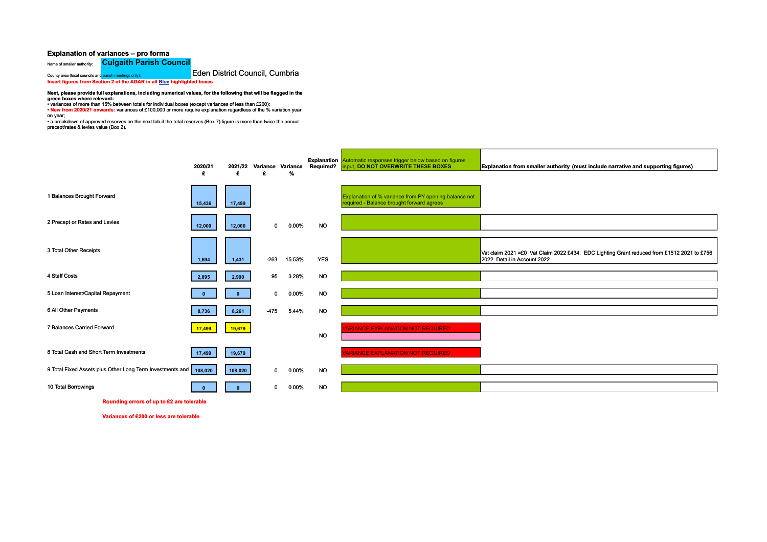## Explanation of variances – pro forma

Name of smaller authority: **Culgaith Parish Council**

County area (local councils and parish meetings only): Eden District Council, Cumbria

**Insert figures from Section 2 of the AGAR in all Blue highlighted boxes**

**Next, please provide full explanations, including numerical values, for the following that will be flagged in the green boxes where relevant:**

- variances of more than 15% between totals for individual boxes (except variances of less than £200);
- **New from 2020/21 onwards:** variances of £100,000 or more require explanation regardless of the % variation year on year;
- a breakdown of approved reserves on the next tab if the total reserves (Box 7) figure is more than twice the annual precept/rates & levies value (Box 2).

| | 2020/21 £ | 2021/22 £ | Variance £ | Variance % | Explanation Required? | Automatic responses trigger below based on figures input, **DO NOT OVERWRITE THESE BOXES** | Explanation from smaller authority (must include narrative and supporting figures) |
|---|---|---|---|---|---|---|---|
| 1 Balances Brought Forward | 15,436 | 17,499 | | | | Explanation of % variance from PY opening balance not required - Balance brought forward agrees | |
| 2 Precept or Rates and Levies | 12,000 | 12,000 | 0 | 0.00% | NO | | |
| 3 Total Other Receipts | 1,694 | 1,431 | -263 | 15.53% | YES | | Vat claim 2021 =£0 Vat Claim 2022 £434. EDC Lighting Grant reduced from £1512 2021 to £756 2022. Detail in Account 2022 |
| 4 Staff Costs | 2,895 | 2,990 | 95 | 3.28% | NO | | |
| 5 Loan Interest/Capital Repayment | 0 | 0 | 0 | 0.00% | NO | | |
| 6 All Other Payments | 8,736 | 8,261 | -475 | 5.44% | NO | | |
| 7 Balances Carried Forward | 17,499 | 19,679 | | | NO | VARIANCE EXPLANATION NOT REQUIRED | |
| 8 Total Cash and Short Term Investments | 17,499 | 19,679 | | | | VARIANCE EXPLANATION NOT REQUIRED | |
| 9 Total Fixed Assets plus Other Long Term Investments and | 108,020 | 108,020 | 0 | 0.00% | NO | | |
| 10 Total Borrowings | 0 | 0 | 0 | 0.00% | NO | | |

**Rounding errors of up to £2 are tolerable**

**Variances of £200 or less are tolerable**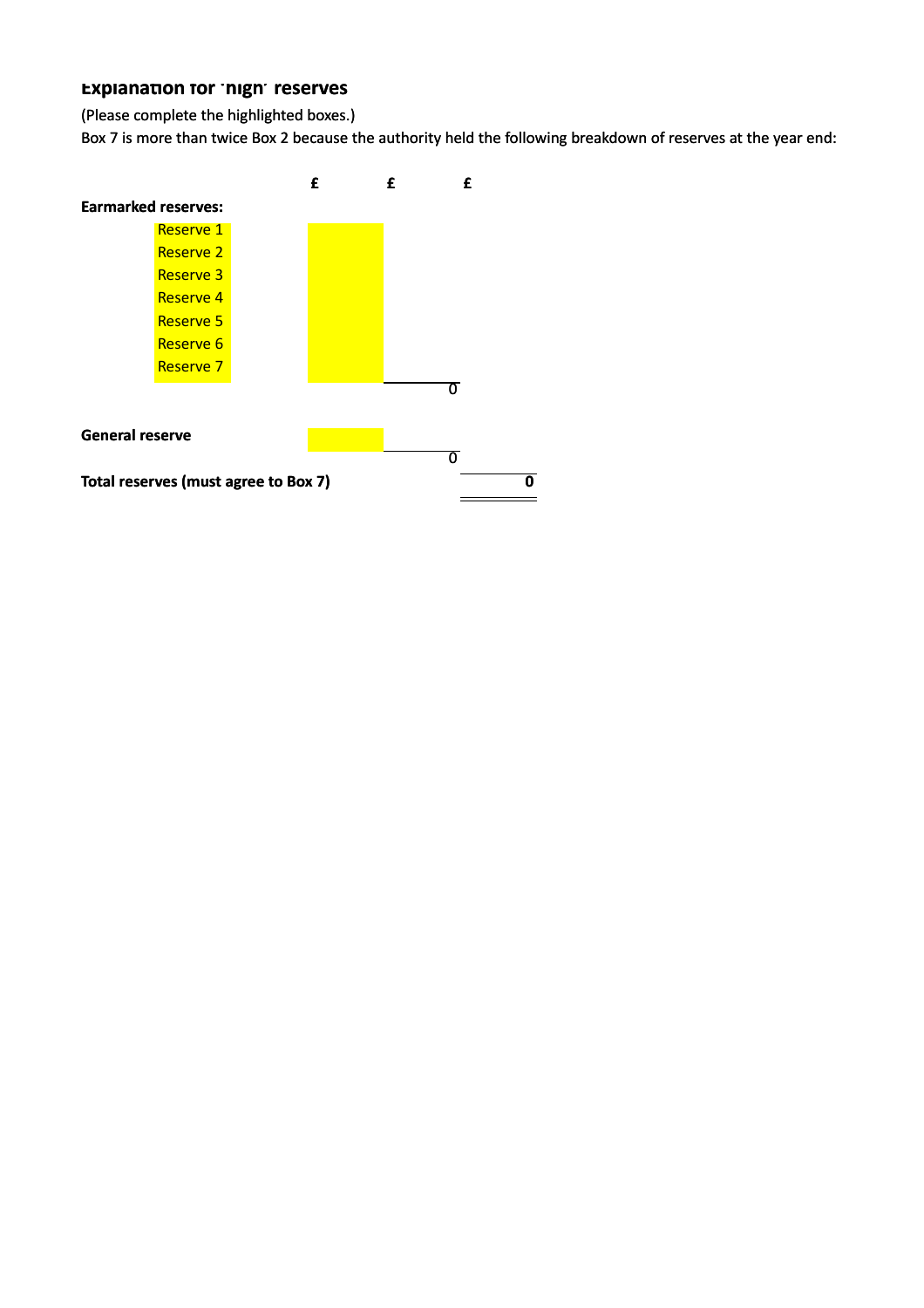## Explanation for 'high' reserves

(Please complete the highlighted boxes.)

Box 7 is more than twice Box 2 because the authority held the following breakdown of reserves at the year end:

| | £ | £ | £ |
|---|---|---|---|
| **Earmarked reserves:** | | | |
| Reserve 1 | | | |
| Reserve 2 | | | |
| Reserve 3 | | | |
| Reserve 4 | | | |
| Reserve 5 | | | |
| Reserve 6 | | | |
| Reserve 7 | | | |
| | | 0 | |
| **General reserve** | | | |
| | | 0 | |
| **Total reserves (must agree to Box 7)** | | | **0** |